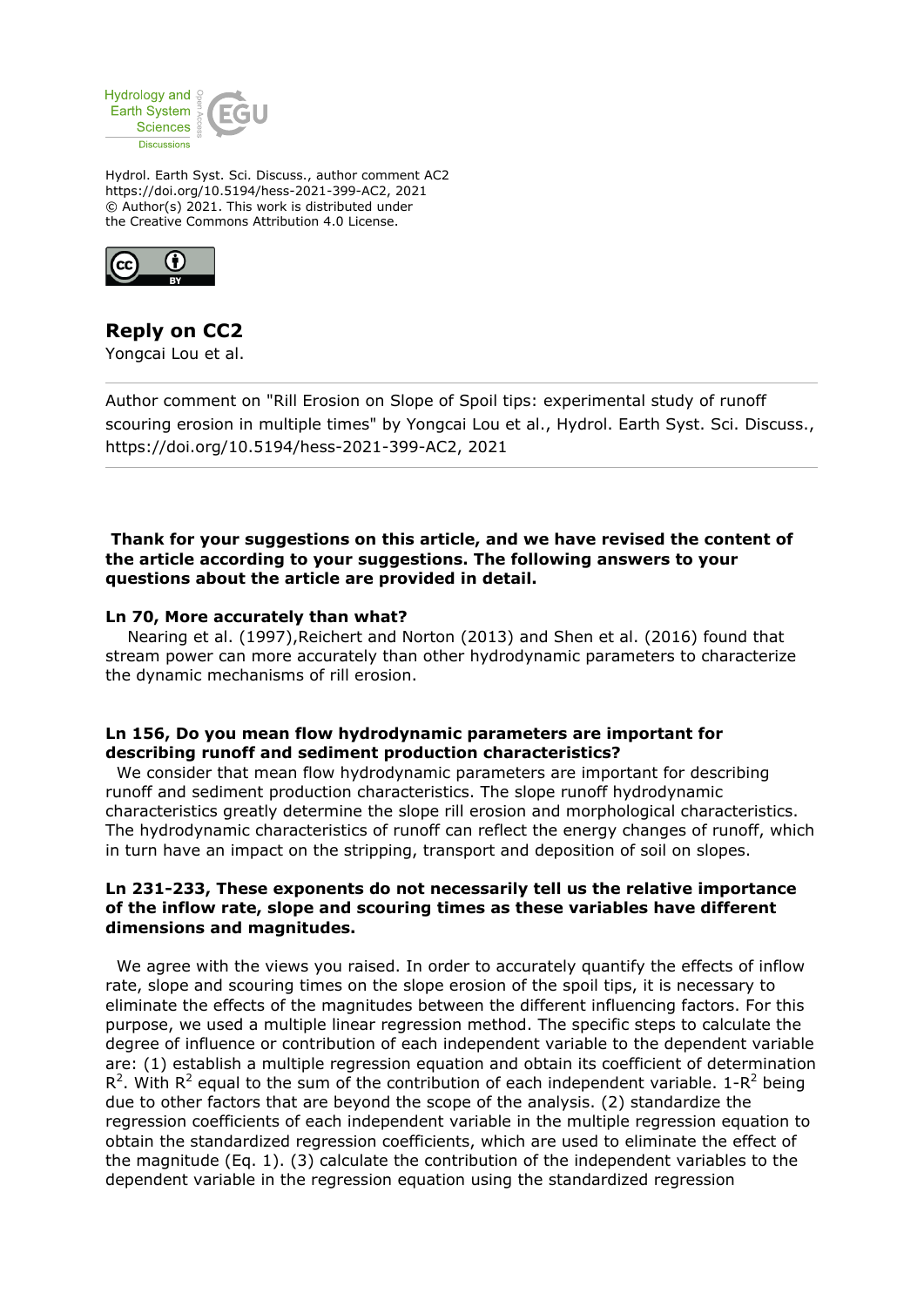Hydrol. Earth Syst. Sci. Discuss., author comment AC2
https://doi.org/10.5194/hess-2021-399-AC2, 2021
© Author(s) 2021. This work is distributed under
the Creative Commons Attribution 4.0 License.

# Reply on CC2

Yongcai Lou et al.

Author comment on "Rill Erosion on Slope of Spoil tips: experimental study of runoff scouring erosion in multiple times" by Yongcai Lou et al., Hydrol. Earth Syst. Sci. Discuss., https://doi.org/10.5194/hess-2021-399-AC2, 2021

**Thank for your suggestions on this article, and we have revised the content of the article according to your suggestions. The following answers to your questions about the article are provided in detail.**

**Ln 70, More accurately than what?**

Nearing et al. (1997),Reichert and Norton (2013) and Shen et al. (2016) found that stream power can more accurately than other hydrodynamic parameters to characterize the dynamic mechanisms of rill erosion.

**Ln 156, Do you mean flow hydrodynamic parameters are important for describing runoff and sediment production characteristics?**

We consider that mean flow hydrodynamic parameters are important for describing runoff and sediment production characteristics. The slope runoff hydrodynamic characteristics greatly determine the slope rill erosion and morphological characteristics. The hydrodynamic characteristics of runoff can reflect the energy changes of runoff, which in turn have an impact on the stripping, transport and deposition of soil on slopes.

**Ln 231-233, These exponents do not necessarily tell us the relative importance of the inflow rate, slope and scouring times as these variables have different dimensions and magnitudes.**

We agree with the views you raised. In order to accurately quantify the effects of inflow rate, slope and scouring times on the slope erosion of the spoil tips, it is necessary to eliminate the effects of the magnitudes between the different influencing factors. For this purpose, we used a multiple linear regression method. The specific steps to calculate the degree of influence or contribution of each independent variable to the dependent variable are: (1) establish a multiple regression equation and obtain its coefficient of determination $R^2$. With $R^2$ equal to the sum of the contribution of each independent variable. $1\text{-}R^2$ being due to other factors that are beyond the scope of the analysis. (2) standardize the regression coefficients of each independent variable in the multiple regression equation to obtain the standardized regression coefficients, which are used to eliminate the effect of the magnitude (Eq. 1). (3) calculate the contribution of the independent variables to the dependent variable in the regression equation using the standardized regression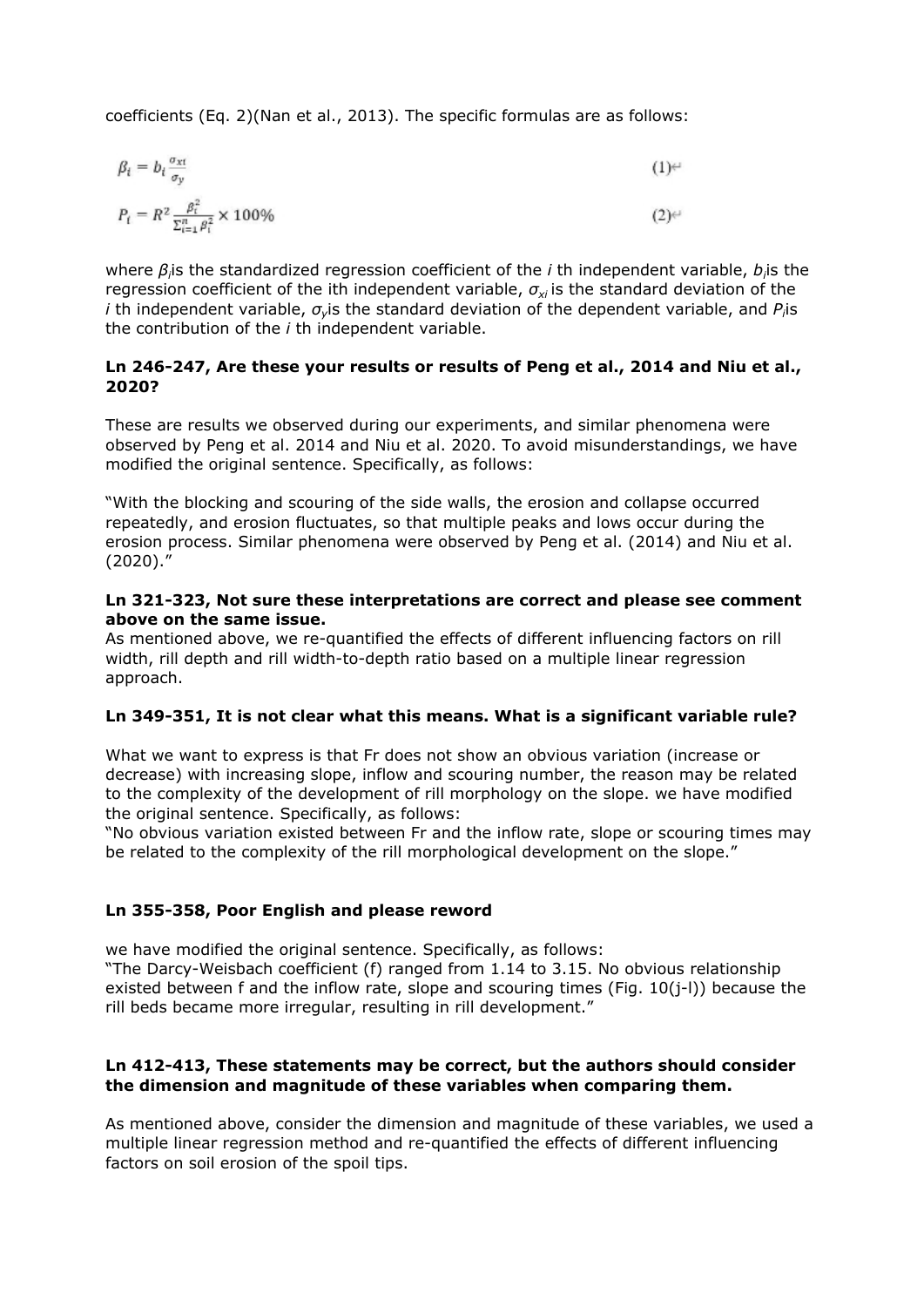coefficients (Eq. 2)(Nan et al., 2013). The specific formulas are as follows:

$$\beta_i = b_i \frac{\sigma_{xi}}{\sigma_y} \quad (1)$$

$$P_i = R^2 \frac{\beta_i^2}{\sum_{i=1}^{n} \beta_i^2} \times 100\% \quad (2)$$

where $\beta_i$is the standardized regression coefficient of the *i* th independent variable, $b_i$is the regression coefficient of the ith independent variable, $\sigma_{xi}$ is the standard deviation of the *i* th independent variable, $\sigma_y$is the standard deviation of the dependent variable, and $P_i$is the contribution of the *i* th independent variable.

**Ln 246-247, Are these your results or results of Peng et al., 2014 and Niu et al., 2020?**

These are results we observed during our experiments, and similar phenomena were observed by Peng et al. 2014 and Niu et al. 2020. To avoid misunderstandings, we have modified the original sentence. Specifically, as follows:

"With the blocking and scouring of the side walls, the erosion and collapse occurred repeatedly, and erosion fluctuates, so that multiple peaks and lows occur during the erosion process. Similar phenomena were observed by Peng et al. (2014) and Niu et al. (2020)."

**Ln 321-323, Not sure these interpretations are correct and please see comment above on the same issue.**

As mentioned above, we re-quantified the effects of different influencing factors on rill width, rill depth and rill width-to-depth ratio based on a multiple linear regression approach.

**Ln 349-351, It is not clear what this means. What is a significant variable rule?**

What we want to express is that Fr does not show an obvious variation (increase or decrease) with increasing slope, inflow and scouring number, the reason may be related to the complexity of the development of rill morphology on the slope. we have modified the original sentence. Specifically, as follows:

"No obvious variation existed between Fr and the inflow rate, slope or scouring times may be related to the complexity of the rill morphological development on the slope."

**Ln 355-358, Poor English and please reword**

we have modified the original sentence. Specifically, as follows:

"The Darcy-Weisbach coefficient (f) ranged from 1.14 to 3.15. No obvious relationship existed between f and the inflow rate, slope and scouring times (Fig. 10(j-l)) because the rill beds became more irregular, resulting in rill development."

**Ln 412-413, These statements may be correct, but the authors should consider the dimension and magnitude of these variables when comparing them.**

As mentioned above, consider the dimension and magnitude of these variables, we used a multiple linear regression method and re-quantified the effects of different influencing factors on soil erosion of the spoil tips.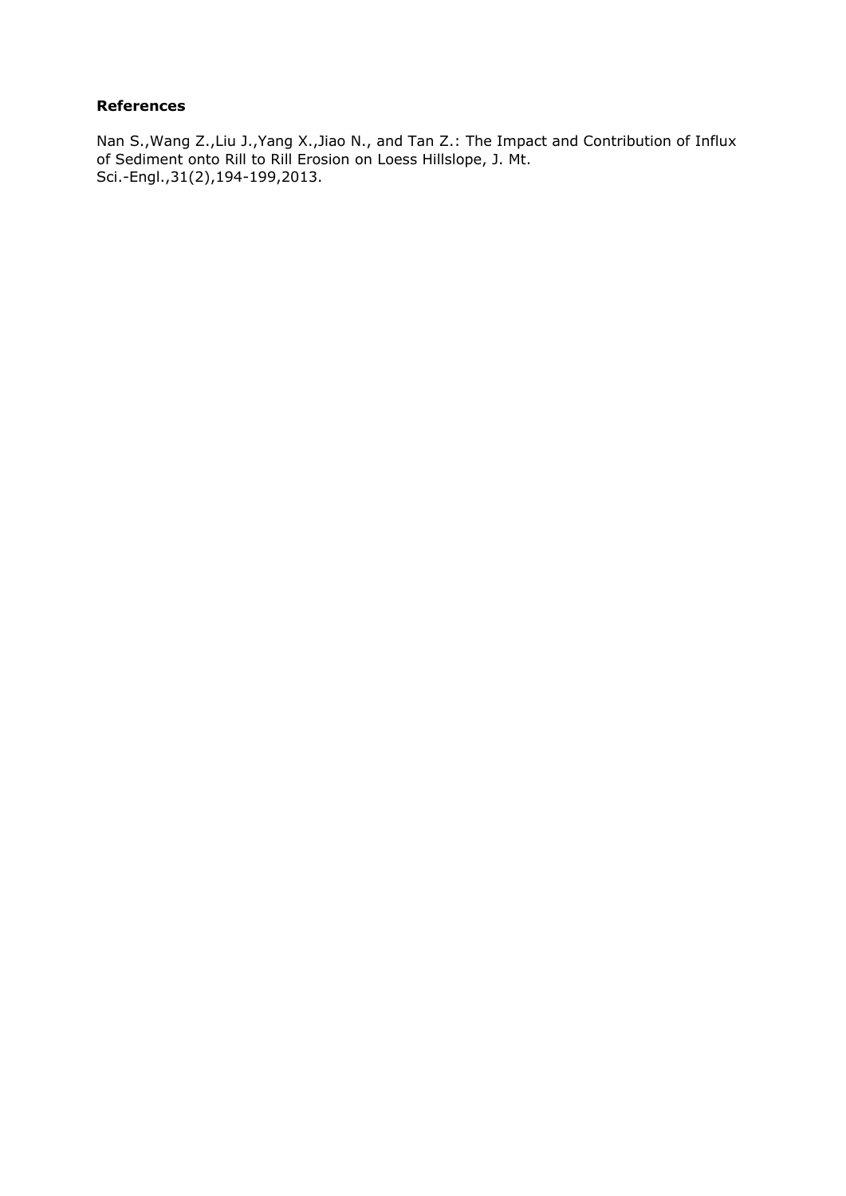**References**

Nan S.,Wang Z.,Liu J.,Yang X.,Jiao N., and Tan Z.: The Impact and Contribution of Influx of Sediment onto Rill to Rill Erosion on Loess Hillslope, J. Mt. Sci.-Engl.,31(2),194-199,2013.